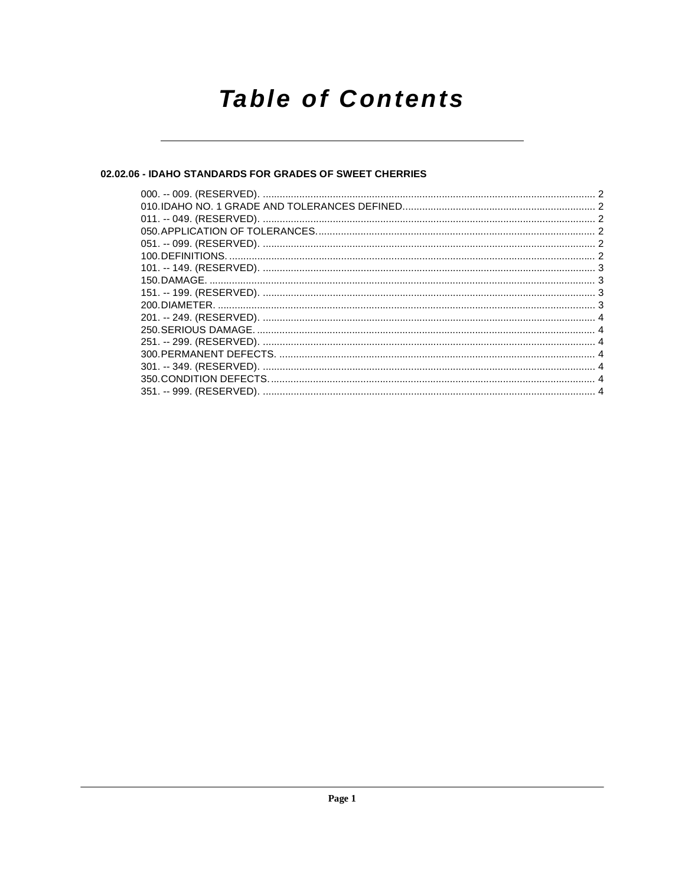# Table of Contents

## 02.02.06 - IDAHO STANDARDS FOR GRADES OF SWEET CHERRIES

000. -- 009. (RESERVED). .......................................................................................................... 2
010. IDAHO NO. 1 GRADE AND TOLERANCES DEFINED.................................................................... 2
011. -- 049. (RESERVED). .......................................................................................................... 2
050. APPLICATION OF TOLERANCES................................................................................................ 2
051. -- 099. (RESERVED). .......................................................................................................... 2
100. DEFINITIONS. ............................................................................................................................ 2
101. -- 149. (RESERVED). .......................................................................................................... 3
150. DAMAGE. .................................................................................................................................. 3
151. -- 199. (RESERVED). .......................................................................................................... 3
200. DIAMETER. ................................................................................................................................ 3
201. -- 249. (RESERVED). .......................................................................................................... 4
250. SERIOUS DAMAGE. .................................................................................................................. 4
251. -- 299. (RESERVED). .......................................................................................................... 4
300. PERMANENT DEFECTS. ............................................................................................................ 4
301. -- 349. (RESERVED). .......................................................................................................... 4
350. CONDITION DEFECTS. .............................................................................................................. 4
351. -- 999. (RESERVED). .......................................................................................................... 4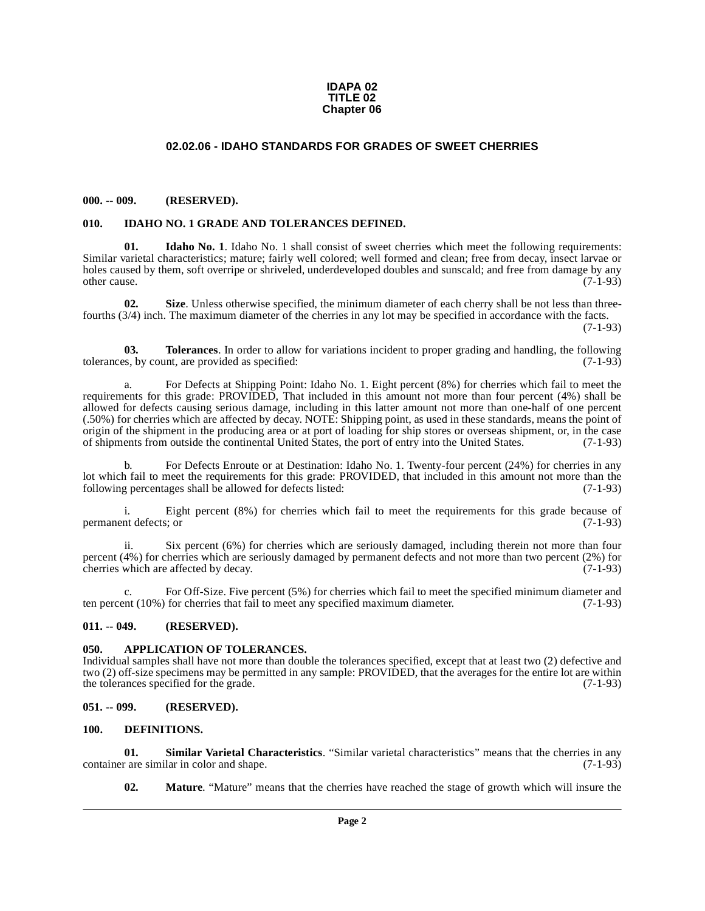**IDAPA 02**
**TITLE 02**
**Chapter 06**

# 02.02.06 - IDAHO STANDARDS FOR GRADES OF SWEET CHERRIES

## 000. -- 009. (RESERVED).

## 010. IDAHO NO. 1 GRADE AND TOLERANCES DEFINED.

**01. Idaho No. 1**. Idaho No. 1 shall consist of sweet cherries which meet the following requirements: Similar varietal characteristics; mature; fairly well colored; well formed and clean; free from decay, insect larvae or holes caused by them, soft overripe or shriveled, underdeveloped doubles and sunscald; and free from damage by any other cause. (7-1-93)

**02. Size**. Unless otherwise specified, the minimum diameter of each cherry shall be not less than three-fourths (3/4) inch. The maximum diameter of the cherries in any lot may be specified in accordance with the facts. (7-1-93)

**03. Tolerances**. In order to allow for variations incident to proper grading and handling, the following tolerances, by count, are provided as specified: (7-1-93)

a. For Defects at Shipping Point: Idaho No. 1. Eight percent (8%) for cherries which fail to meet the requirements for this grade: PROVIDED, That included in this amount not more than four percent (4%) shall be allowed for defects causing serious damage, including in this latter amount not more than one-half of one percent (.50%) for cherries which are affected by decay. NOTE: Shipping point, as used in these standards, means the point of origin of the shipment in the producing area or at port of loading for ship stores or overseas shipment, or, in the case of shipments from outside the continental United States, the port of entry into the United States. (7-1-93)

b. For Defects Enroute or at Destination: Idaho No. 1. Twenty-four percent (24%) for cherries in any lot which fail to meet the requirements for this grade: PROVIDED, that included in this amount not more than the following percentages shall be allowed for defects listed: (7-1-93)

i. Eight percent (8%) for cherries which fail to meet the requirements for this grade because of permanent defects; or (7-1-93)

ii. Six percent (6%) for cherries which are seriously damaged, including therein not more than four percent (4%) for cherries which are seriously damaged by permanent defects and not more than two percent (2%) for cherries which are affected by decay. (7-1-93)

c. For Off-Size. Five percent (5%) for cherries which fail to meet the specified minimum diameter and ten percent (10%) for cherries that fail to meet any specified maximum diameter. (7-1-93)

## 011. -- 049. (RESERVED).

## 050. APPLICATION OF TOLERANCES.

Individual samples shall have not more than double the tolerances specified, except that at least two (2) defective and two (2) off-size specimens may be permitted in any sample: PROVIDED, that the averages for the entire lot are within the tolerances specified for the grade. (7-1-93)

## 051. -- 099. (RESERVED).

## 100. DEFINITIONS.

**01. Similar Varietal Characteristics**. "Similar varietal characteristics" means that the cherries in any container are similar in color and shape. (7-1-93)

**02. Mature**. "Mature" means that the cherries have reached the stage of growth which will insure the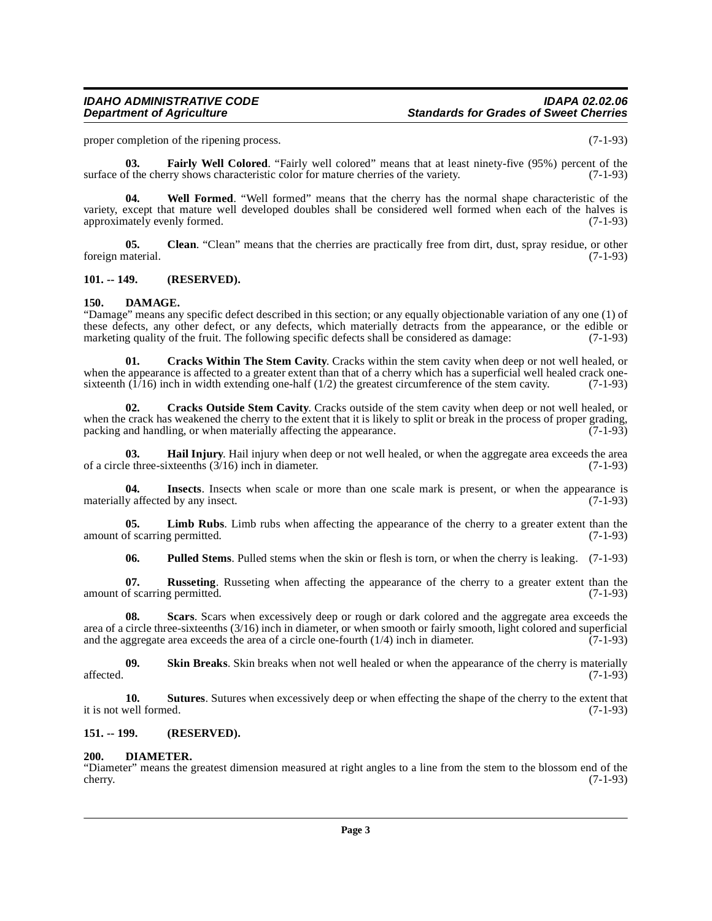proper completion of the ripening process. (7-1-93)

**03. Fairly Well Colored**. "Fairly well colored" means that at least ninety-five (95%) percent of the surface of the cherry shows characteristic color for mature cherries of the variety. (7-1-93)

**04. Well Formed**. "Well formed" means that the cherry has the normal shape characteristic of the variety, except that mature well developed doubles shall be considered well formed when each of the halves is approximately evenly formed. (7-1-93)

**05. Clean**. "Clean" means that the cherries are practically free from dirt, dust, spray residue, or other foreign material. (7-1-93)

## 101. -- 149. (RESERVED).

## 150. DAMAGE.

"Damage" means any specific defect described in this section; or any equally objectionable variation of any one (1) of these defects, any other defect, or any defects, which materially detracts from the appearance, or the edible or marketing quality of the fruit. The following specific defects shall be considered as damage: (7-1-93)

**01. Cracks Within The Stem Cavity**. Cracks within the stem cavity when deep or not well healed, or when the appearance is affected to a greater extent than that of a cherry which has a superficial well healed crack one-sixteenth (1/16) inch in width extending one-half (1/2) the greatest circumference of the stem cavity. (7-1-93)

**02. Cracks Outside Stem Cavity**. Cracks outside of the stem cavity when deep or not well healed, or when the crack has weakened the cherry to the extent that it is likely to split or break in the process of proper grading, packing and handling, or when materially affecting the appearance. (7-1-93)

**03. Hail Injury**. Hail injury when deep or not well healed, or when the aggregate area exceeds the area of a circle three-sixteenths (3/16) inch in diameter. (7-1-93)

**04. Insects**. Insects when scale or more than one scale mark is present, or when the appearance is materially affected by any insect. (7-1-93)

**05. Limb Rubs**. Limb rubs when affecting the appearance of the cherry to a greater extent than the amount of scarring permitted. (7-1-93)

**06. Pulled Stems**. Pulled stems when the skin or flesh is torn, or when the cherry is leaking. (7-1-93)

**07. Russeting**. Russeting when affecting the appearance of the cherry to a greater extent than the amount of scarring permitted. (7-1-93)

**08. Scars**. Scars when excessively deep or rough or dark colored and the aggregate area exceeds the area of a circle three-sixteenths (3/16) inch in diameter, or when smooth or fairly smooth, light colored and superficial and the aggregate area exceeds the area of a circle one-fourth (1/4) inch in diameter. (7-1-93)

**09. Skin Breaks**. Skin breaks when not well healed or when the appearance of the cherry is materially affected. (7-1-93)

**10. Sutures**. Sutures when excessively deep or when effecting the shape of the cherry to the extent that it is not well formed. (7-1-93)

## 151. -- 199. (RESERVED).

## 200. DIAMETER.

"Diameter" means the greatest dimension measured at right angles to a line from the stem to the blossom end of the cherry. (7-1-93)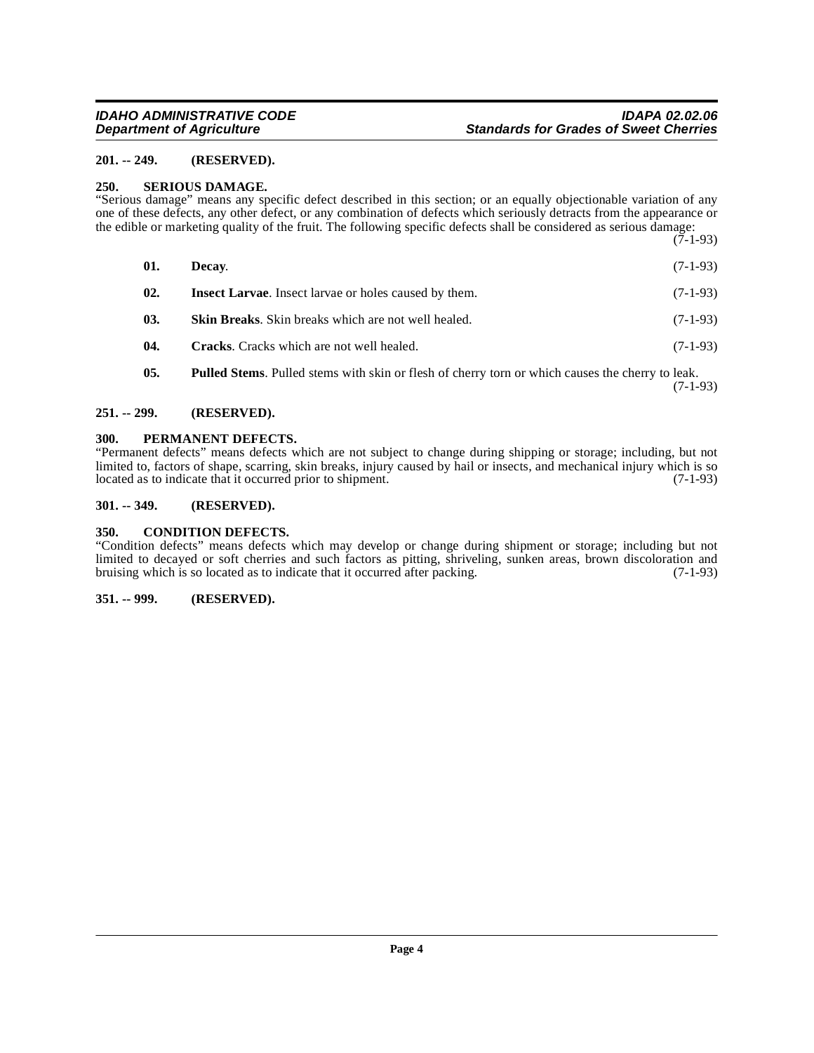## 201. -- 249. (RESERVED).

## 250. SERIOUS DAMAGE.

"Serious damage" means any specific defect described in this section; or an equally objectionable variation of any one of these defects, any other defect, or any combination of defects which seriously detracts from the appearance or the edible or marketing quality of the fruit. The following specific defects shall be considered as serious damage: (7-1-93)

**01. Decay**. (7-1-93)

**02. Insect Larvae**. Insect larvae or holes caused by them. (7-1-93)

**03. Skin Breaks**. Skin breaks which are not well healed. (7-1-93)

**04. Cracks**. Cracks which are not well healed. (7-1-93)

**05. Pulled Stems**. Pulled stems with skin or flesh of cherry torn or which causes the cherry to leak. (7-1-93)

## 251. -- 299. (RESERVED).

## 300. PERMANENT DEFECTS.

"Permanent defects" means defects which are not subject to change during shipping or storage; including, but not limited to, factors of shape, scarring, skin breaks, injury caused by hail or insects, and mechanical injury which is so located as to indicate that it occurred prior to shipment. (7-1-93)

## 301. -- 349. (RESERVED).

## 350. CONDITION DEFECTS.

"Condition defects" means defects which may develop or change during shipment or storage; including but not limited to decayed or soft cherries and such factors as pitting, shriveling, sunken areas, brown discoloration and bruising which is so located as to indicate that it occurred after packing. (7-1-93)

## 351. -- 999. (RESERVED).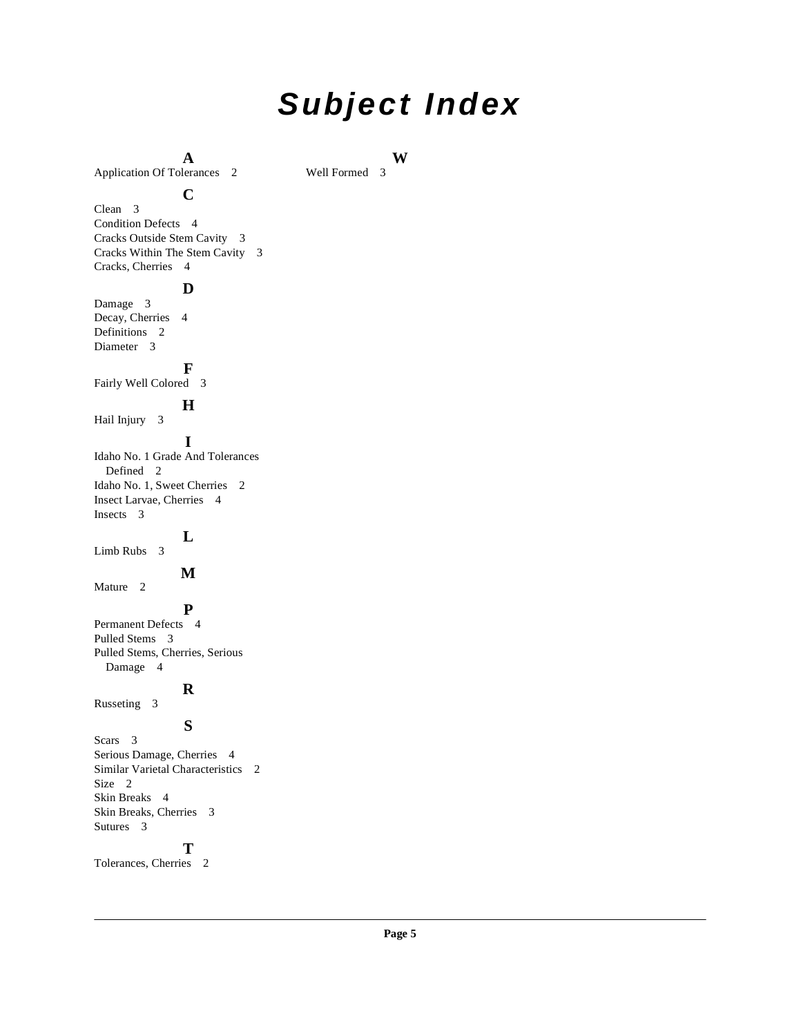# *Subject Index*

### A

Application Of Tolerances 2

### C

Clean 3
Condition Defects 4
Cracks Outside Stem Cavity 3
Cracks Within The Stem Cavity 3
Cracks, Cherries 4

### D

Damage 3
Decay, Cherries 4
Definitions 2
Diameter 3

### F

Fairly Well Colored 3

### H

Hail Injury 3

### I

Idaho No. 1 Grade And Tolerances Defined 2
Idaho No. 1, Sweet Cherries 2
Insect Larvae, Cherries 4
Insects 3

### L

Limb Rubs 3

### M

Mature 2

### P

Permanent Defects 4
Pulled Stems 3
Pulled Stems, Cherries, Serious Damage 4

### R

Russeting 3

### S

Scars 3
Serious Damage, Cherries 4
Similar Varietal Characteristics 2
Size 2
Skin Breaks 4
Skin Breaks, Cherries 3
Sutures 3

### T

Tolerances, Cherries 2

### W

Well Formed 3